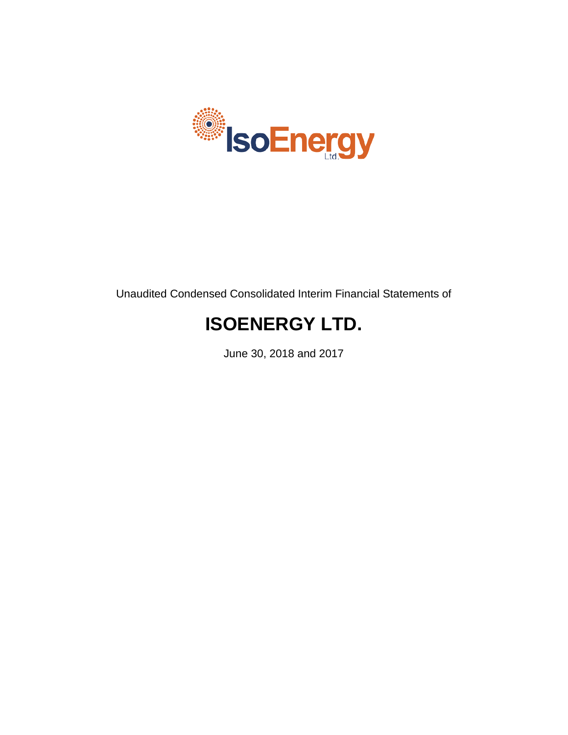Unaudited Condensed Consolidated Interim Financial Statements of

# ISOENERGY LTD.

June 30, 2018 and 2017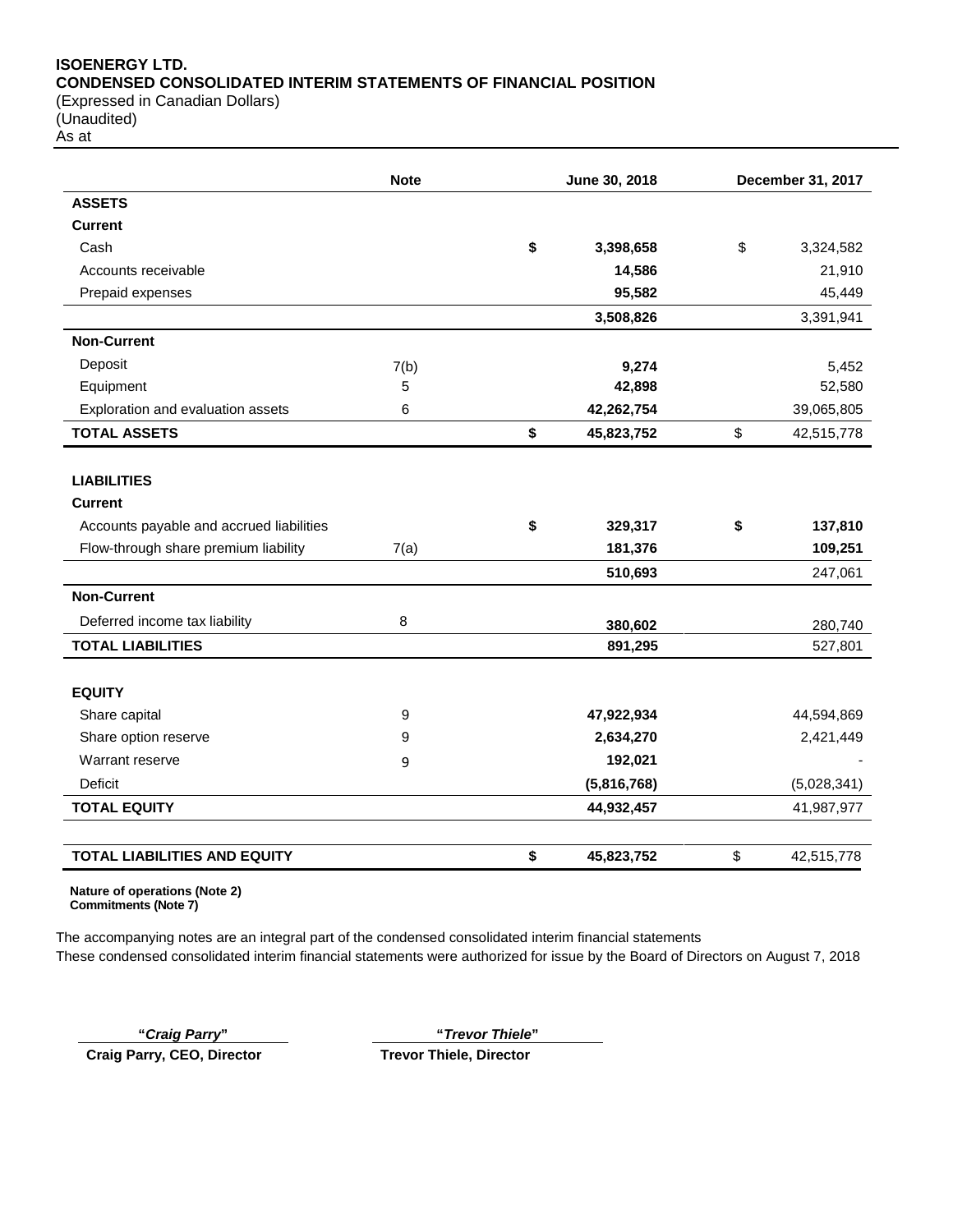**ISOENERGY LTD.**
**CONDENSED CONSOLIDATED INTERIM STATEMENTS OF FINANCIAL POSITION**
(Expressed in Canadian Dollars)
(Unaudited)
As at

| | Note | June 30, 2018 | December 31, 2017 |
|---|---|---|---|
| **ASSETS** | | | |
| **Current** | | | |
| Cash | | **$ 3,398,658** | $ 3,324,582 |
| Accounts receivable | | **14,586** | 21,910 |
| Prepaid expenses | | **95,582** | 45,449 |
| | | **3,508,826** | 3,391,941 |
| **Non-Current** | | | |
| Deposit | 7(b) | **9,274** | 5,452 |
| Equipment | 5 | **42,898** | 52,580 |
| Exploration and evaluation assets | 6 | **42,262,754** | 39,065,805 |
| **TOTAL ASSETS** | | **$ 45,823,752** | $ 42,515,778 |
| | | | |
| **LIABILITIES** | | | |
| **Current** | | | |
| Accounts payable and accrued liabilities | | **$ 329,317** | **$ 137,810** |
| Flow-through share premium liability | 7(a) | **181,376** | **109,251** |
| | | **510,693** | 247,061 |
| **Non-Current** | | | |
| Deferred income tax liability | 8 | **380,602** | 280,740 |
| **TOTAL LIABILITIES** | | **891,295** | 527,801 |
| | | | |
| **EQUITY** | | | |
| Share capital | 9 | **47,922,934** | 44,594,869 |
| Share option reserve | 9 | **2,634,270** | 2,421,449 |
| Warrant reserve | 9 | **192,021** | - |
| Deficit | | **(5,816,768)** | (5,028,341) |
| **TOTAL EQUITY** | | **44,932,457** | 41,987,977 |
| | | | |
| **TOTAL LIABILITIES AND EQUITY** | | **$ 45,823,752** | $ 42,515,778 |

**Nature of operations (Note 2)**
**Commitments (Note 7)**

The accompanying notes are an integral part of the condensed consolidated interim financial statements
These condensed consolidated interim financial statements were authorized for issue by the Board of Directors on August 7, 2018

**"*Craig Parry*"**
**Craig Parry, CEO, Director**

**"*Trevor Thiele*"**
**Trevor Thiele, Director**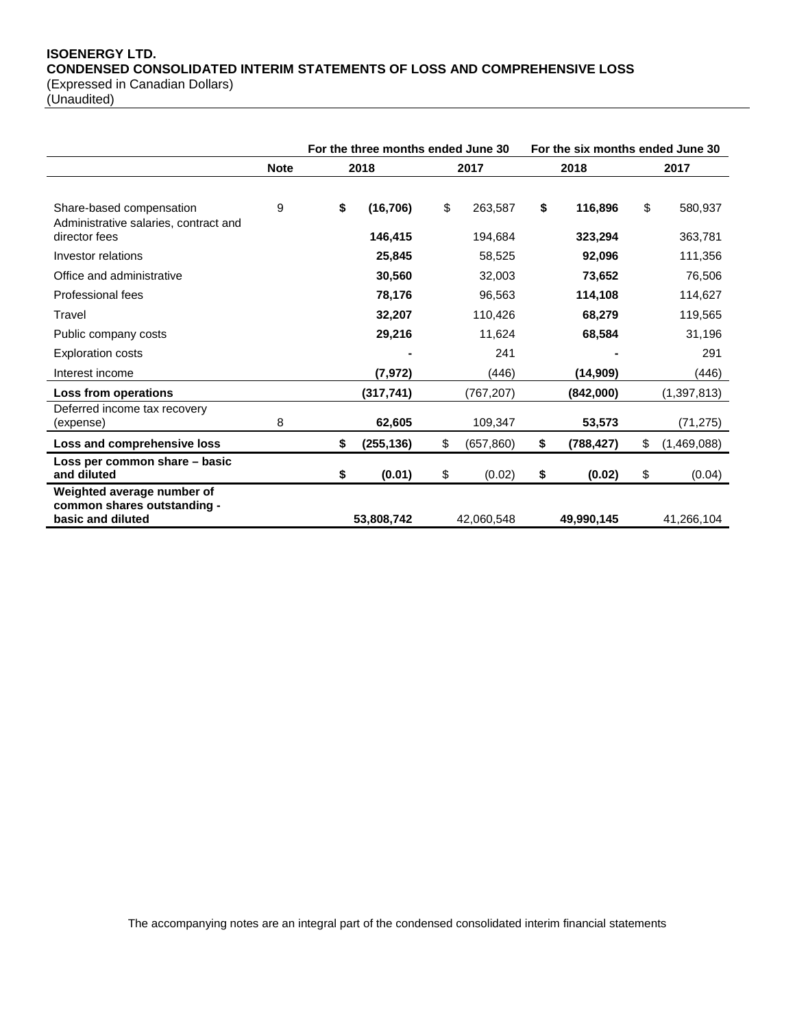**ISOENERGY LTD.**
**CONDENSED CONSOLIDATED INTERIM STATEMENTS OF LOSS AND COMPREHENSIVE LOSS**
(Expressed in Canadian Dollars)
(Unaudited)

| | | For the three months ended June 30 | | For the six months ended June 30 | |
|---|---|---|---|---|---|
| | **Note** | **2018** | **2017** | **2018** | **2017** |
| Share-based compensation | 9 | **$ (16,706)** | $ 263,587 | **$ 116,896** | $ 580,937 |
| Administrative salaries, contract and director fees | | **146,415** | 194,684 | **323,294** | 363,781 |
| Investor relations | | **25,845** | 58,525 | **92,096** | 111,356 |
| Office and administrative | | **30,560** | 32,003 | **73,652** | 76,506 |
| Professional fees | | **78,176** | 96,563 | **114,108** | 114,627 |
| Travel | | **32,207** | 110,426 | **68,279** | 119,565 |
| Public company costs | | **29,216** | 11,624 | **68,584** | 31,196 |
| Exploration costs | | **-** | 241 | **-** | 291 |
| Interest income | | **(7,972)** | (446) | **(14,909)** | (446) |
| **Loss from operations** | | **(317,741)** | (767,207) | **(842,000)** | (1,397,813) |
| Deferred income tax recovery (expense) | 8 | **62,605** | 109,347 | **53,573** | (71,275) |
| **Loss and comprehensive loss** | | **$ (255,136)** | $ (657,860) | **$ (788,427)** | $ (1,469,088) |
| **Loss per common share – basic and diluted** | | **$ (0.01)** | $ (0.02) | **$ (0.02)** | $ (0.04) |
| **Weighted average number of common shares outstanding - basic and diluted** | | **53,808,742** | 42,060,548 | **49,990,145** | 41,266,104 |

The accompanying notes are an integral part of the condensed consolidated interim financial statements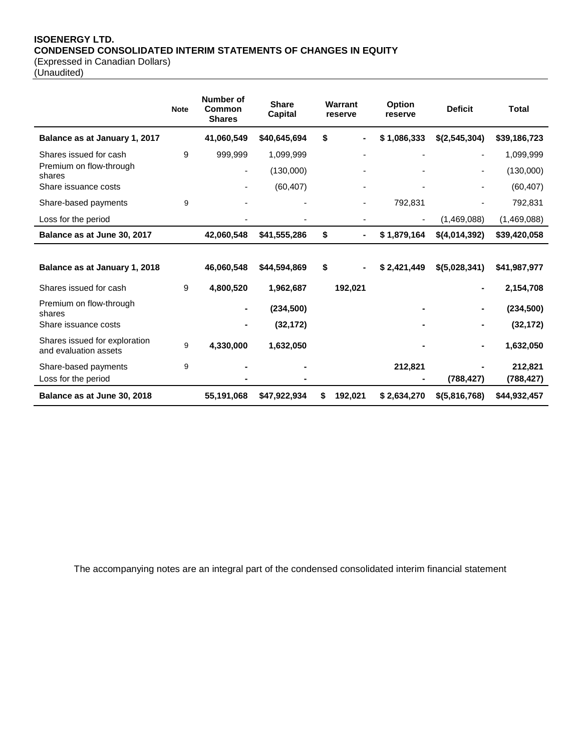**ISOENERGY LTD.**
**CONDENSED CONSOLIDATED INTERIM STATEMENTS OF CHANGES IN EQUITY**
(Expressed in Canadian Dollars)
(Unaudited)

| | Note | Number of Common Shares | Share Capital | Warrant reserve | Option reserve | Deficit | Total |
|---|---|---|---|---|---|---|---|
| **Balance as at January 1, 2017** | | **41,060,549** | **$40,645,694** | **$ -** | **$ 1,086,333** | **$(2,545,304)** | **$39,186,723** |
| Shares issued for cash | 9 | 999,999 | 1,099,999 | - | - | - | 1,099,999 |
| Premium on flow-through shares | | - | (130,000) | - | - | - | (130,000) |
| Share issuance costs | | - | (60,407) | - | - | - | (60,407) |
| Share-based payments | 9 | - | - | - | 792,831 | - | 792,831 |
| Loss for the period | | - | - | - | - | (1,469,088) | (1,469,088) |
| **Balance as at June 30, 2017** | | **42,060,548** | **$41,555,286** | **$ -** | **$ 1,879,164** | **$(4,014,392)** | **$39,420,058** |
| | | | | | | | |
| **Balance as at January 1, 2018** | | **46,060,548** | **$44,594,869** | **$ -** | **$ 2,421,449** | **$(5,028,341)** | **$41,987,977** |
| Shares issued for cash | 9 | **4,800,520** | **1,962,687** | **192,021** | | **-** | **2,154,708** |
| Premium on flow-through shares | | **-** | **(234,500)** | | **-** | **-** | **(234,500)** |
| Share issuance costs | | **-** | **(32,172)** | | **-** | **-** | **(32,172)** |
| Shares issued for exploration and evaluation assets | 9 | **4,330,000** | **1,632,050** | | **-** | **-** | **1,632,050** |
| Share-based payments | 9 | **-** | **-** | | **212,821** | **-** | **212,821** |
| Loss for the period | | **-** | **-** | | **-** | **(788,427)** | **(788,427)** |
| **Balance as at June 30, 2018** | | **55,191,068** | **$47,922,934** | **$ 192,021** | **$ 2,634,270** | **$(5,816,768)** | **$44,932,457** |

The accompanying notes are an integral part of the condensed consolidated interim financial statement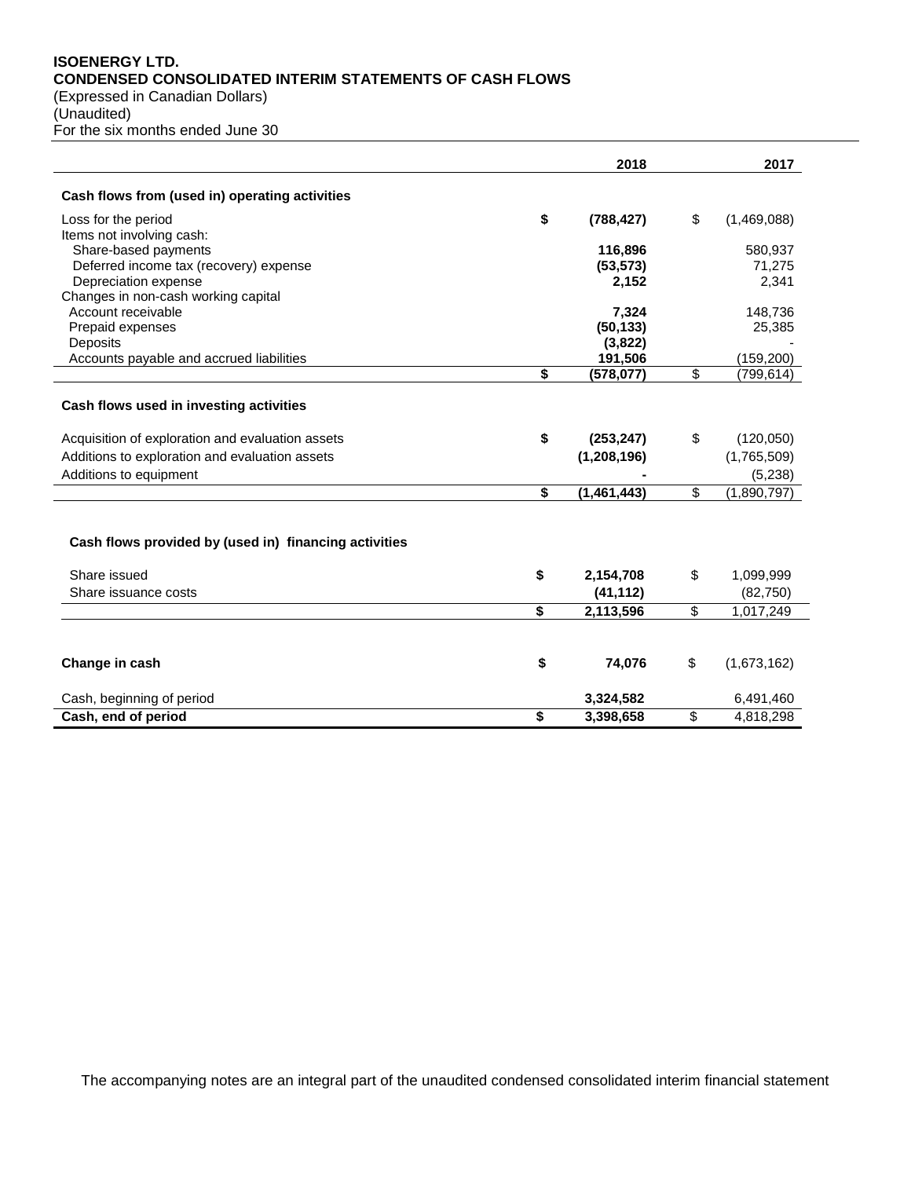**ISOENERGY LTD.**
**CONDENSED CONSOLIDATED INTERIM STATEMENTS OF CASH FLOWS**
(Expressed in Canadian Dollars)
(Unaudited)
For the six months ended June 30

| | 2018 | 2017 |
|---|---|---|
| **Cash flows from (used in) operating activities** | | |
| Loss for the period | **$ (788,427)** | $ (1,469,088) |
| Items not involving cash: | | |
| Share-based payments | **116,896** | 580,937 |
| Deferred income tax (recovery) expense | **(53,573)** | 71,275 |
| Depreciation expense | **2,152** | 2,341 |
| Changes in non-cash working capital | | |
| Account receivable | **7,324** | 148,736 |
| Prepaid expenses | **(50,133)** | 25,385 |
| Deposits | **(3,822)** | - |
| Accounts payable and accrued liabilities | **191,506** | (159,200) |
| | **$ (578,077)** | $ (799,614) |
| **Cash flows used in investing activities** | | |
| Acquisition of exploration and evaluation assets | **$ (253,247)** | $ (120,050) |
| Additions to exploration and evaluation assets | **(1,208,196)** | (1,765,509) |
| Additions to equipment | **-** | (5,238) |
| | **$ (1,461,443)** | $ (1,890,797) |
| **Cash flows provided by (used in) financing activities** | | |
| Share issued | **$ 2,154,708** | $ 1,099,999 |
| Share issuance costs | **(41,112)** | (82,750) |
| | **$ 2,113,596** | $ 1,017,249 |
| **Change in cash** | **$ 74,076** | $ (1,673,162) |
| Cash, beginning of period | **3,324,582** | 6,491,460 |
| **Cash, end of period** | **$ 3,398,658** | $ 4,818,298 |

The accompanying notes are an integral part of the unaudited condensed consolidated interim financial statement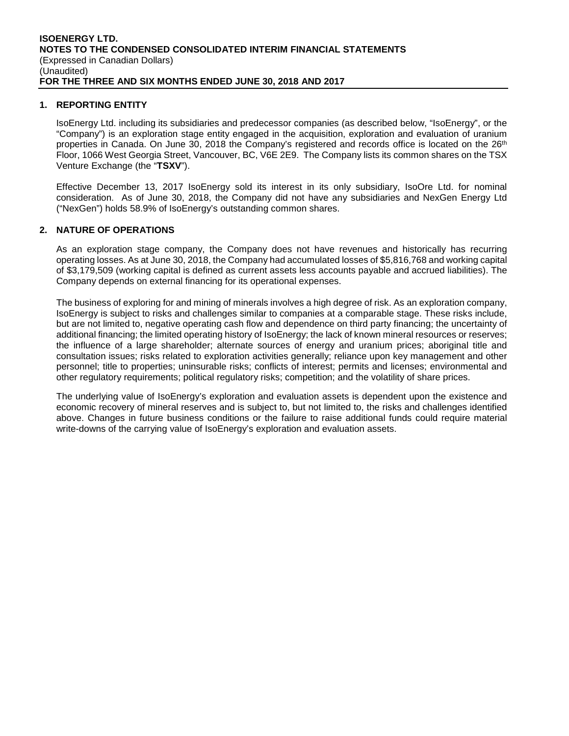## 1. REPORTING ENTITY

IsoEnergy Ltd. including its subsidiaries and predecessor companies (as described below, "IsoEnergy", or the "Company") is an exploration stage entity engaged in the acquisition, exploration and evaluation of uranium properties in Canada. On June 30, 2018 the Company's registered and records office is located on the 26th Floor, 1066 West Georgia Street, Vancouver, BC, V6E 2E9. The Company lists its common shares on the TSX Venture Exchange (the "**TSXV**").

Effective December 13, 2017 IsoEnergy sold its interest in its only subsidiary, IsoOre Ltd. for nominal consideration. As of June 30, 2018, the Company did not have any subsidiaries and NexGen Energy Ltd ("NexGen") holds 58.9% of IsoEnergy's outstanding common shares.

## 2. NATURE OF OPERATIONS

As an exploration stage company, the Company does not have revenues and historically has recurring operating losses. As at June 30, 2018, the Company had accumulated losses of $5,816,768 and working capital of $3,179,509 (working capital is defined as current assets less accounts payable and accrued liabilities). The Company depends on external financing for its operational expenses.

The business of exploring for and mining of minerals involves a high degree of risk. As an exploration company, IsoEnergy is subject to risks and challenges similar to companies at a comparable stage. These risks include, but are not limited to, negative operating cash flow and dependence on third party financing; the uncertainty of additional financing; the limited operating history of IsoEnergy; the lack of known mineral resources or reserves; the influence of a large shareholder; alternate sources of energy and uranium prices; aboriginal title and consultation issues; risks related to exploration activities generally; reliance upon key management and other personnel; title to properties; uninsurable risks; conflicts of interest; permits and licenses; environmental and other regulatory requirements; political regulatory risks; competition; and the volatility of share prices.

The underlying value of IsoEnergy's exploration and evaluation assets is dependent upon the existence and economic recovery of mineral reserves and is subject to, but not limited to, the risks and challenges identified above. Changes in future business conditions or the failure to raise additional funds could require material write-downs of the carrying value of IsoEnergy's exploration and evaluation assets.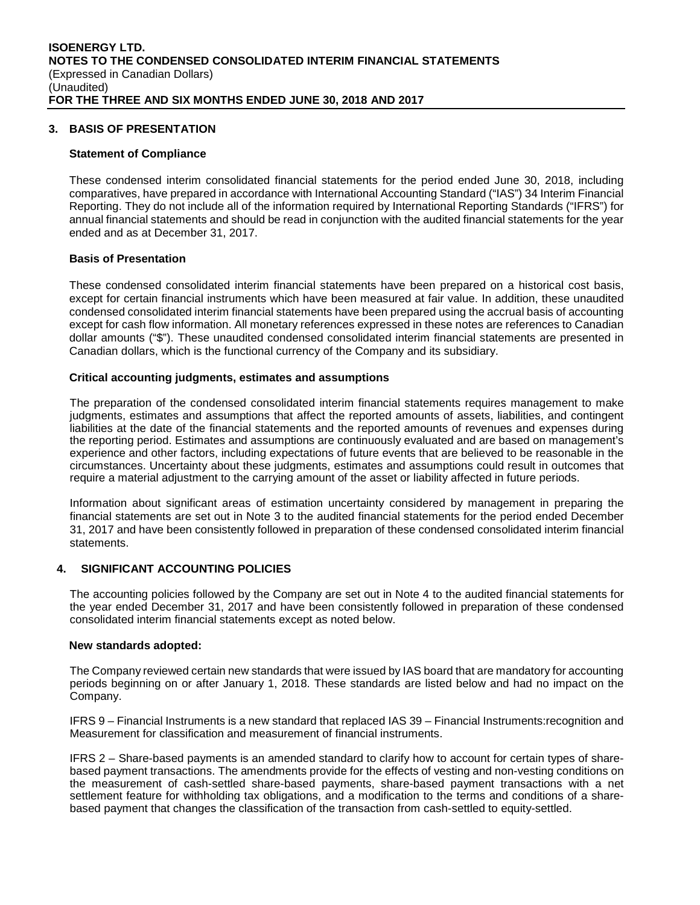## 3. BASIS OF PRESENTATION

### Statement of Compliance

These condensed interim consolidated financial statements for the period ended June 30, 2018, including comparatives, have prepared in accordance with International Accounting Standard ("IAS") 34 Interim Financial Reporting. They do not include all of the information required by International Reporting Standards ("IFRS") for annual financial statements and should be read in conjunction with the audited financial statements for the year ended and as at December 31, 2017.

### Basis of Presentation

These condensed consolidated interim financial statements have been prepared on a historical cost basis, except for certain financial instruments which have been measured at fair value. In addition, these unaudited condensed consolidated interim financial statements have been prepared using the accrual basis of accounting except for cash flow information. All monetary references expressed in these notes are references to Canadian dollar amounts ("$"). These unaudited condensed consolidated interim financial statements are presented in Canadian dollars, which is the functional currency of the Company and its subsidiary.

### Critical accounting judgments, estimates and assumptions

The preparation of the condensed consolidated interim financial statements requires management to make judgments, estimates and assumptions that affect the reported amounts of assets, liabilities, and contingent liabilities at the date of the financial statements and the reported amounts of revenues and expenses during the reporting period. Estimates and assumptions are continuously evaluated and are based on management's experience and other factors, including expectations of future events that are believed to be reasonable in the circumstances. Uncertainty about these judgments, estimates and assumptions could result in outcomes that require a material adjustment to the carrying amount of the asset or liability affected in future periods.

Information about significant areas of estimation uncertainty considered by management in preparing the financial statements are set out in Note 3 to the audited financial statements for the period ended December 31, 2017 and have been consistently followed in preparation of these condensed consolidated interim financial statements.

## 4. SIGNIFICANT ACCOUNTING POLICIES

The accounting policies followed by the Company are set out in Note 4 to the audited financial statements for the year ended December 31, 2017 and have been consistently followed in preparation of these condensed consolidated interim financial statements except as noted below.

### New standards adopted:

The Company reviewed certain new standards that were issued by IAS board that are mandatory for accounting periods beginning on or after January 1, 2018. These standards are listed below and had no impact on the Company.

IFRS 9 – Financial Instruments is a new standard that replaced IAS 39 – Financial Instruments:recognition and Measurement for classification and measurement of financial instruments.

IFRS 2 – Share-based payments is an amended standard to clarify how to account for certain types of share-based payment transactions. The amendments provide for the effects of vesting and non-vesting conditions on the measurement of cash-settled share-based payments, share-based payment transactions with a net settlement feature for withholding tax obligations, and a modification to the terms and conditions of a share-based payment that changes the classification of the transaction from cash-settled to equity-settled.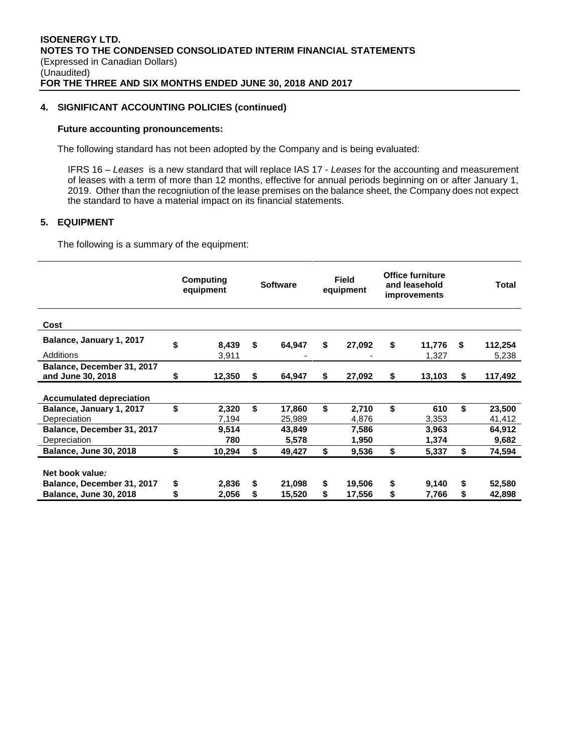### 4. SIGNIFICANT ACCOUNTING POLICIES (continued)

**Future accounting pronouncements:**

The following standard has not been adopted by the Company and is being evaluated:

IFRS 16 – *Leases* is a new standard that will replace IAS 17 - *Leases* for the accounting and measurement of leases with a term of more than 12 months, effective for annual periods beginning on or after January 1, 2019. Other than the recogniution of the lease premises on the balance sheet, the Company does not expect the standard to have a material impact on its financial statements.

### 5. EQUIPMENT

The following is a summary of the equipment:

| | Computing equipment | Software | Field equipment | Office furniture and leasehold improvements | Total |
|---|---|---|---|---|---|
| **Cost** | | | | | |
| **Balance, January 1, 2017** | **$ 8,439** | **$ 64,947** | **$ 27,092** | **$ 11,776** | **$ 112,254** |
| Additions | 3,911 | - | - | 1,327 | 5,238 |
| **Balance, December 31, 2017 and June 30, 2018** | **$ 12,350** | **$ 64,947** | **$ 27,092** | **$ 13,103** | **$ 117,492** |
| **Accumulated depreciation** | | | | | |
| **Balance, January 1, 2017** | **$ 2,320** | **$ 17,860** | **$ 2,710** | **$ 610** | **$ 23,500** |
| Depreciation | 7,194 | 25,989 | 4,876 | 3,353 | 41,412 |
| **Balance, December 31, 2017** | **9,514** | **43,849** | **7,586** | **3,963** | **64,912** |
| Depreciation | **780** | **5,578** | **1,950** | **1,374** | **9,682** |
| **Balance, June 30, 2018** | **$ 10,294** | **$ 49,427** | **$ 9,536** | **$ 5,337** | **$ 74,594** |
| **Net book value*:*** | | | | | |
| **Balance, December 31, 2017** | **$ 2,836** | **$ 21,098** | **$ 19,506** | **$ 9,140** | **$ 52,580** |
| **Balance, June 30, 2018** | **$ 2,056** | **$ 15,520** | **$ 17,556** | **$ 7,766** | **$ 42,898** |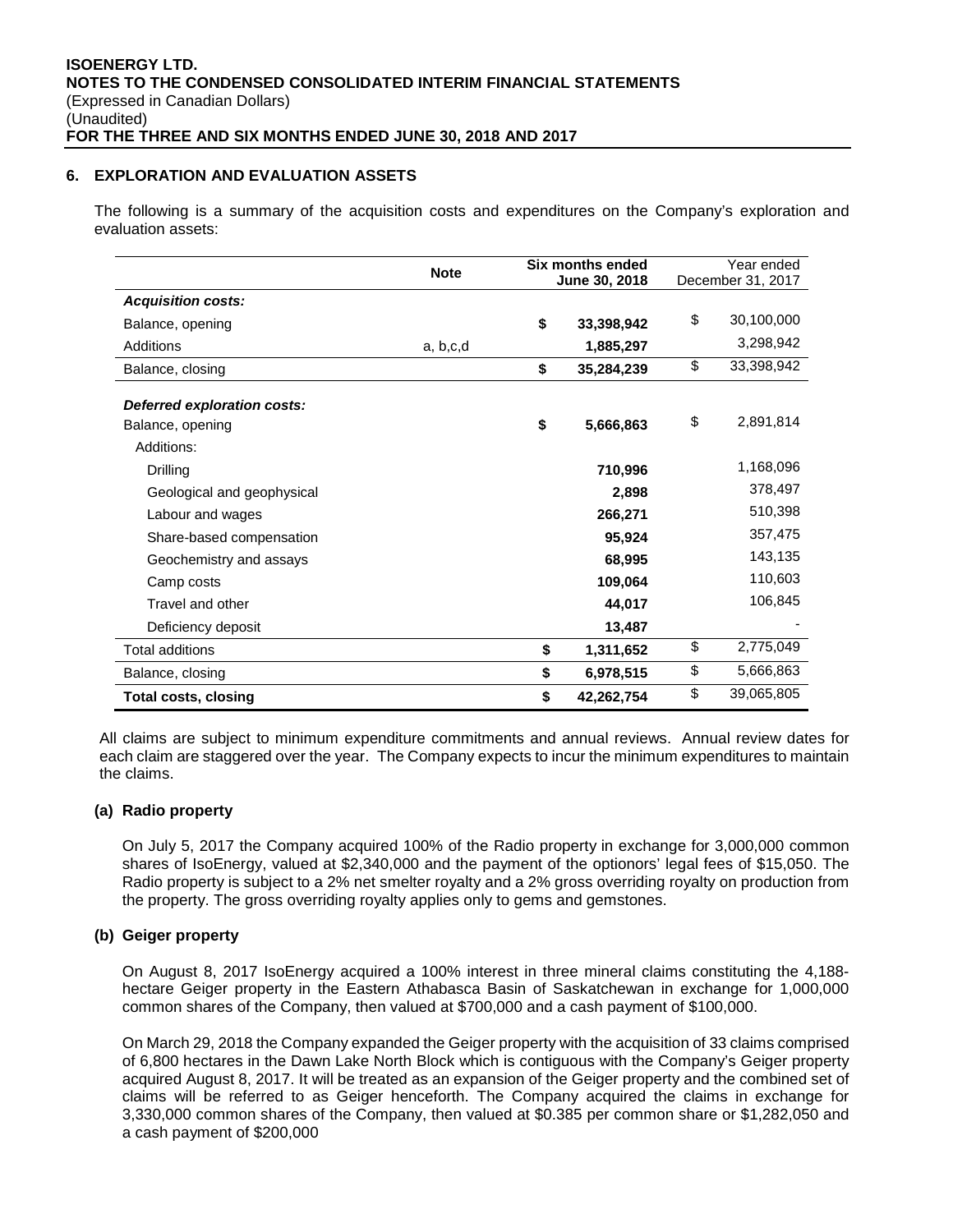## 6. EXPLORATION AND EVALUATION ASSETS

The following is a summary of the acquisition costs and expenditures on the Company's exploration and evaluation assets:

| | Note | Six months ended June 30, 2018 | Year ended December 31, 2017 |
|---|---|---|---|
| ***Acquisition costs:*** | | | |
| Balance, opening | | $ 33,398,942 | $ 30,100,000 |
| Additions | a, b,c,d | 1,885,297 | 3,298,942 |
| Balance, closing | | $ 35,284,239 | $ 33,398,942 |
| ***Deferred exploration costs:*** | | | |
| Balance, opening | | $ 5,666,863 | $ 2,891,814 |
| Additions: | | | |
| Drilling | | 710,996 | 1,168,096 |
| Geological and geophysical | | 2,898 | 378,497 |
| Labour and wages | | 266,271 | 510,398 |
| Share-based compensation | | 95,924 | 357,475 |
| Geochemistry and assays | | 68,995 | 143,135 |
| Camp costs | | 109,064 | 110,603 |
| Travel and other | | 44,017 | 106,845 |
| Deficiency deposit | | 13,487 | - |
| Total additions | | $ 1,311,652 | $ 2,775,049 |
| Balance, closing | | $ 6,978,515 | $ 5,666,863 |
| **Total costs, closing** | | $ 42,262,754 | $ 39,065,805 |

All claims are subject to minimum expenditure commitments and annual reviews. Annual review dates for each claim are staggered over the year. The Company expects to incur the minimum expenditures to maintain the claims.

### (a) Radio property

On July 5, 2017 the Company acquired 100% of the Radio property in exchange for 3,000,000 common shares of IsoEnergy, valued at $2,340,000 and the payment of the optionors' legal fees of $15,050. The Radio property is subject to a 2% net smelter royalty and a 2% gross overriding royalty on production from the property. The gross overriding royalty applies only to gems and gemstones.

### (b) Geiger property

On August 8, 2017 IsoEnergy acquired a 100% interest in three mineral claims constituting the 4,188-hectare Geiger property in the Eastern Athabasca Basin of Saskatchewan in exchange for 1,000,000 common shares of the Company, then valued at $700,000 and a cash payment of $100,000.

On March 29, 2018 the Company expanded the Geiger property with the acquisition of 33 claims comprised of 6,800 hectares in the Dawn Lake North Block which is contiguous with the Company's Geiger property acquired August 8, 2017. It will be treated as an expansion of the Geiger property and the combined set of claims will be referred to as Geiger henceforth. The Company acquired the claims in exchange for 3,330,000 common shares of the Company, then valued at $0.385 per common share or $1,282,050 and a cash payment of $200,000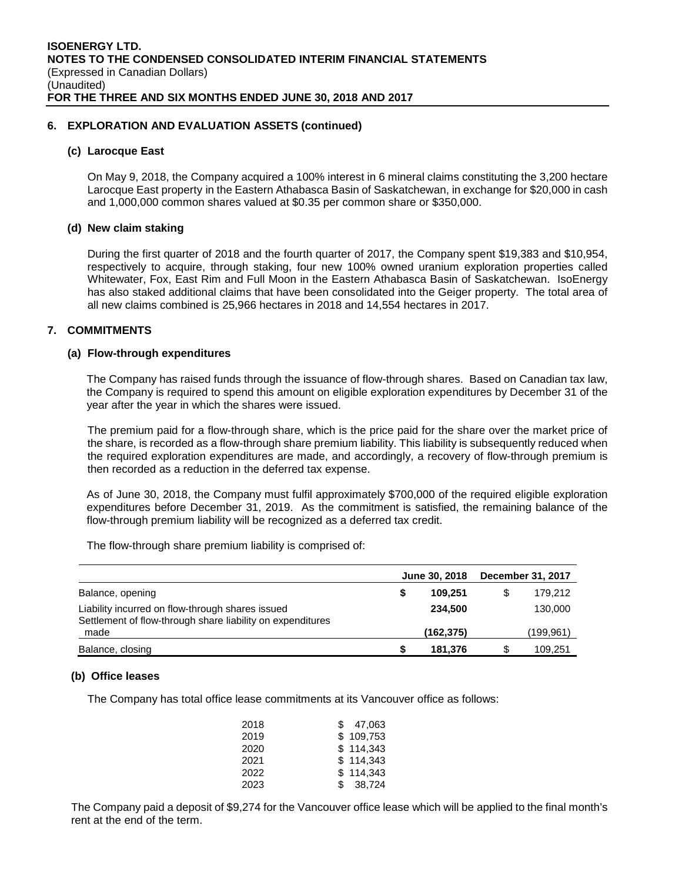## 6. EXPLORATION AND EVALUATION ASSETS (continued)

### (c) Larocque East

On May 9, 2018, the Company acquired a 100% interest in 6 mineral claims constituting the 3,200 hectare Larocque East property in the Eastern Athabasca Basin of Saskatchewan, in exchange for $20,000 in cash and 1,000,000 common shares valued at $0.35 per common share or $350,000.

### (d) New claim staking

During the first quarter of 2018 and the fourth quarter of 2017, the Company spent $19,383 and $10,954, respectively to acquire, through staking, four new 100% owned uranium exploration properties called Whitewater, Fox, East Rim and Full Moon in the Eastern Athabasca Basin of Saskatchewan. IsoEnergy has also staked additional claims that have been consolidated into the Geiger property. The total area of all new claims combined is 25,966 hectares in 2018 and 14,554 hectares in 2017.

## 7. COMMITMENTS

### (a) Flow-through expenditures

The Company has raised funds through the issuance of flow-through shares. Based on Canadian tax law, the Company is required to spend this amount on eligible exploration expenditures by December 31 of the year after the year in which the shares were issued.

The premium paid for a flow-through share, which is the price paid for the share over the market price of the share, is recorded as a flow-through share premium liability. This liability is subsequently reduced when the required exploration expenditures are made, and accordingly, a recovery of flow-through premium is then recorded as a reduction in the deferred tax expense.

As of June 30, 2018, the Company must fulfil approximately $700,000 of the required eligible exploration expenditures before December 31, 2019. As the commitment is satisfied, the remaining balance of the flow-through premium liability will be recognized as a deferred tax credit.

The flow-through share premium liability is comprised of:

| | June 30, 2018 | December 31, 2017 |
|---|---|---|
| Balance, opening | **$ 109,251** | $ 179,212 |
| Liability incurred on flow-through shares issued | **234,500** | 130,000 |
| Settlement of flow-through share liability on expenditures made | **(162,375)** | (199,961) |
| Balance, closing | **$ 181,376** | $ 109,251 |

### (b) Office leases

The Company has total office lease commitments at its Vancouver office as follows:

| | |
|---|---|
| 2018 | $ 47,063 |
| 2019 | $ 109,753 |
| 2020 | $ 114,343 |
| 2021 | $ 114,343 |
| 2022 | $ 114,343 |
| 2023 | $ 38,724 |

The Company paid a deposit of $9,274 for the Vancouver office lease which will be applied to the final month's rent at the end of the term.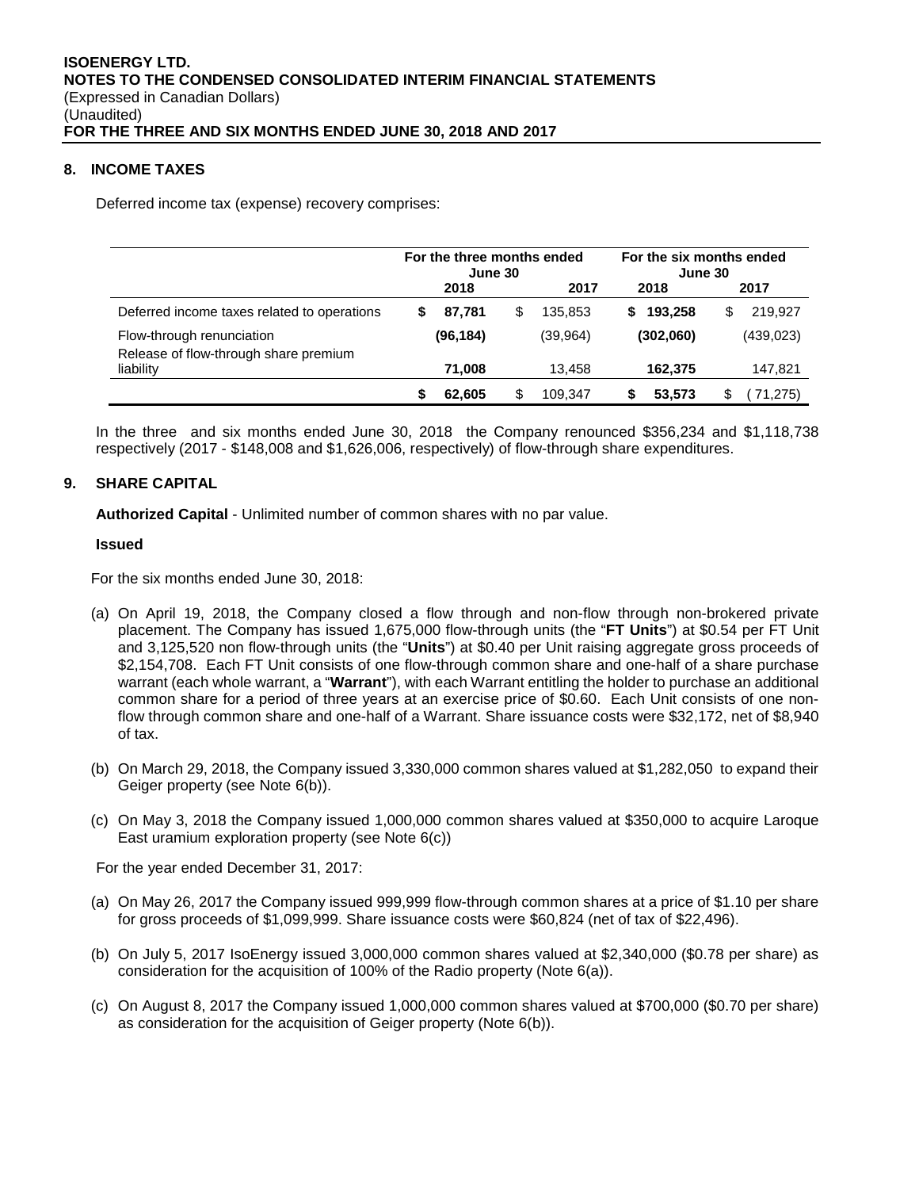## 8. INCOME TAXES

Deferred income tax (expense) recovery comprises:

| | For the three months ended June 30 | | For the six months ended June 30 | |
|---|---|---|---|---|
| | 2018 | 2017 | 2018 | 2017 |
| Deferred income taxes related to operations | **$ 87,781** | $ 135,853 | **$ 193,258** | $ 219,927 |
| Flow-through renunciation | **(96,184)** | (39,964) | **(302,060)** | (439,023) |
| Release of flow-through share premium liability | **71,008** | 13,458 | **162,375** | 147,821 |
| | **$ 62,605** | $ 109,347 | **$ 53,573** | $ ( 71,275) |

In the three and six months ended June 30, 2018 the Company renounced $356,234 and $1,118,738 respectively (2017 - $148,008 and $1,626,006, respectively) of flow-through share expenditures.

## 9. SHARE CAPITAL

**Authorized Capital** - Unlimited number of common shares with no par value.

**Issued**

For the six months ended June 30, 2018:

(a) On April 19, 2018, the Company closed a flow through and non-flow through non-brokered private placement. The Company has issued 1,675,000 flow-through units (the "**FT Units**") at $0.54 per FT Unit and 3,125,520 non flow-through units (the "**Units**") at $0.40 per Unit raising aggregate gross proceeds of $2,154,708. Each FT Unit consists of one flow-through common share and one-half of a share purchase warrant (each whole warrant, a "**Warrant**"), with each Warrant entitling the holder to purchase an additional common share for a period of three years at an exercise price of $0.60. Each Unit consists of one non-flow through common share and one-half of a Warrant. Share issuance costs were $32,172, net of $8,940 of tax.

(b) On March 29, 2018, the Company issued 3,330,000 common shares valued at $1,282,050 to expand their Geiger property (see Note 6(b)).

(c) On May 3, 2018 the Company issued 1,000,000 common shares valued at $350,000 to acquire Laroque East uramium exploration property (see Note 6(c))

For the year ended December 31, 2017:

(a) On May 26, 2017 the Company issued 999,999 flow-through common shares at a price of $1.10 per share for gross proceeds of $1,099,999. Share issuance costs were $60,824 (net of tax of $22,496).

(b) On July 5, 2017 IsoEnergy issued 3,000,000 common shares valued at $2,340,000 ($0.78 per share) as consideration for the acquisition of 100% of the Radio property (Note 6(a)).

(c) On August 8, 2017 the Company issued 1,000,000 common shares valued at $700,000 ($0.70 per share) as consideration for the acquisition of Geiger property (Note 6(b)).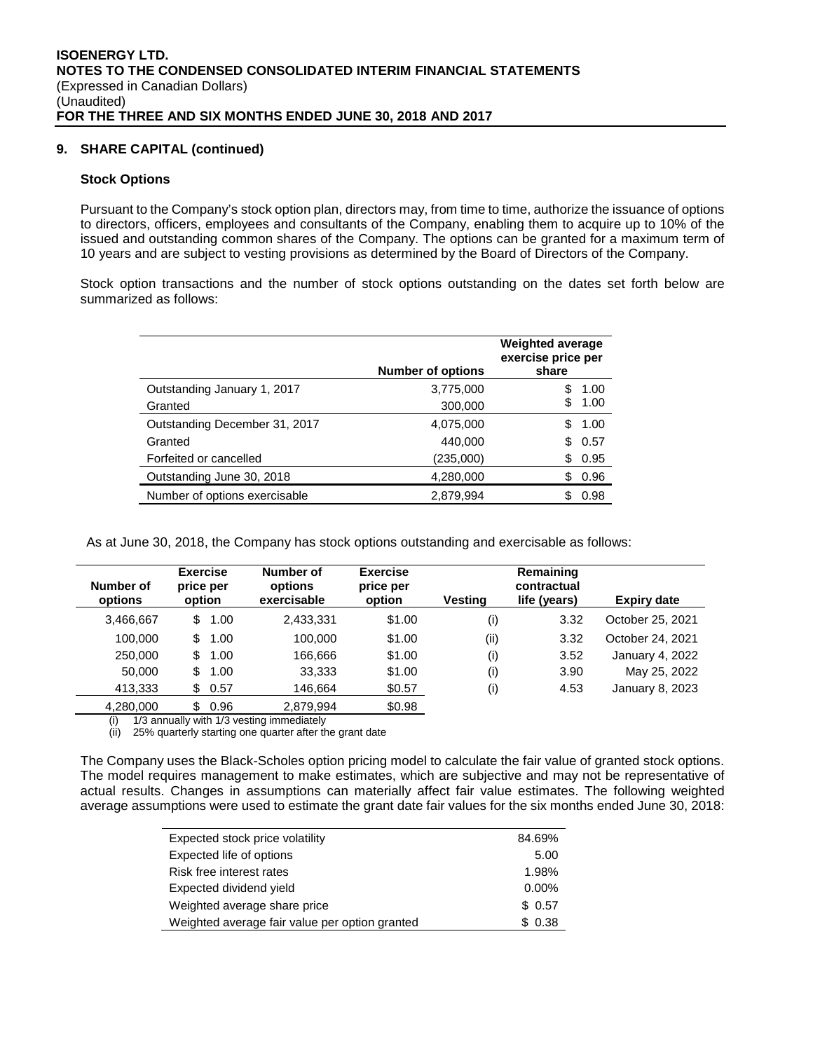## 9. SHARE CAPITAL (continued)

### Stock Options

Pursuant to the Company's stock option plan, directors may, from time to time, authorize the issuance of options to directors, officers, employees and consultants of the Company, enabling them to acquire up to 10% of the issued and outstanding common shares of the Company. The options can be granted for a maximum term of 10 years and are subject to vesting provisions as determined by the Board of Directors of the Company.

Stock option transactions and the number of stock options outstanding on the dates set forth below are summarized as follows:

| | Number of options | Weighted average exercise price per share |
|---|---|---|
| Outstanding January 1, 2017 | 3,775,000 | $ 1.00 |
| Granted | 300,000 | $ 1.00 |
| Outstanding December 31, 2017 | 4,075,000 | $ 1.00 |
| Granted | 440,000 | $ 0.57 |
| Forfeited or cancelled | (235,000) | $ 0.95 |
| Outstanding June 30, 2018 | 4,280,000 | $ 0.96 |
| Number of options exercisable | 2,879,994 | $ 0.98 |

As at June 30, 2018, the Company has stock options outstanding and exercisable as follows:

| Number of options | Exercise price per option | Number of options exercisable | Exercise price per option | Vesting | Remaining contractual life (years) | Expiry date |
|---|---|---|---|---|---|---|
| 3,466,667 | $ 1.00 | 2,433,331 | $1.00 | (i) | 3.32 | October 25, 2021 |
| 100,000 | $ 1.00 | 100,000 | $1.00 | (ii) | 3.32 | October 24, 2021 |
| 250,000 | $ 1.00 | 166,666 | $1.00 | (i) | 3.52 | January 4, 2022 |
| 50,000 | $ 1.00 | 33,333 | $1.00 | (i) | 3.90 | May 25, 2022 |
| 413,333 | $ 0.57 | 146,664 | $0.57 | (i) | 4.53 | January 8, 2023 |
| 4,280,000 | $ 0.96 | 2,879,994 | $0.98 | | | |

(i) 1/3 annually with 1/3 vesting immediately
(ii) 25% quarterly starting one quarter after the grant date

The Company uses the Black-Scholes option pricing model to calculate the fair value of granted stock options. The model requires management to make estimates, which are subjective and may not be representative of actual results. Changes in assumptions can materially affect fair value estimates. The following weighted average assumptions were used to estimate the grant date fair values for the six months ended June 30, 2018:

| | |
|---|---|
| Expected stock price volatility | 84.69% |
| Expected life of options | 5.00 |
| Risk free interest rates | 1.98% |
| Expected dividend yield | 0.00% |
| Weighted average share price | $ 0.57 |
| Weighted average fair value per option granted | $ 0.38 |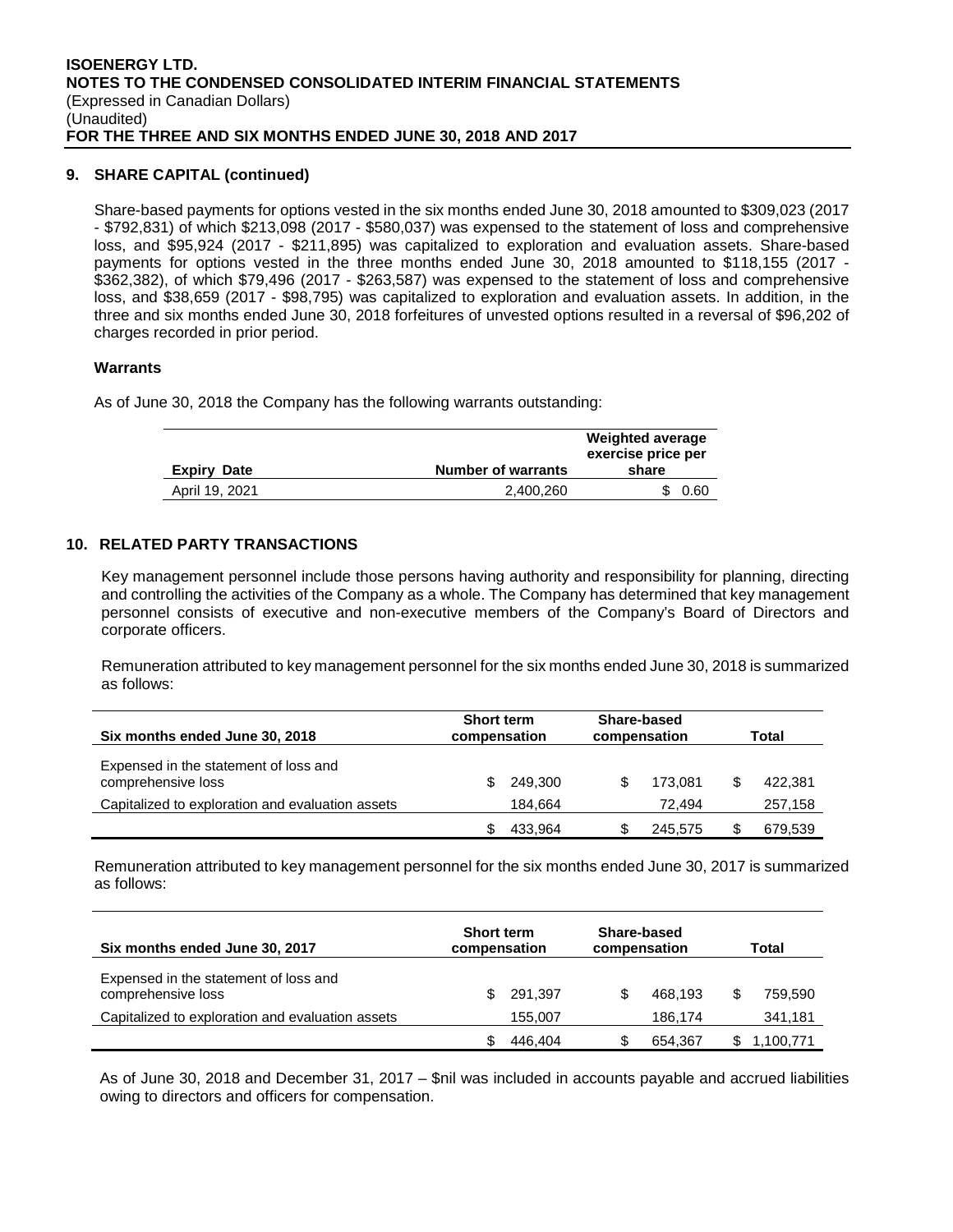## 9. SHARE CAPITAL (continued)

Share-based payments for options vested in the six months ended June 30, 2018 amounted to $309,023 (2017 - $792,831) of which $213,098 (2017 - $580,037) was expensed to the statement of loss and comprehensive loss, and $95,924 (2017 - $211,895) was capitalized to exploration and evaluation assets. Share-based payments for options vested in the three months ended June 30, 2018 amounted to $118,155 (2017 - $362,382), of which $79,496 (2017 - $263,587) was expensed to the statement of loss and comprehensive loss, and $38,659 (2017 - $98,795) was capitalized to exploration and evaluation assets. In addition, in the three and six months ended June 30, 2018 forfeitures of unvested options resulted in a reversal of $96,202 of charges recorded in prior period.

### Warrants

As of June 30, 2018 the Company has the following warrants outstanding:

| Expiry Date | Number of warrants | Weighted average exercise price per share |
|---|---|---|
| April 19, 2021 | 2,400,260 | $ 0.60 |

## 10. RELATED PARTY TRANSACTIONS

Key management personnel include those persons having authority and responsibility for planning, directing and controlling the activities of the Company as a whole. The Company has determined that key management personnel consists of executive and non-executive members of the Company's Board of Directors and corporate officers.

Remuneration attributed to key management personnel for the six months ended June 30, 2018 is summarized as follows:

| Six months ended June 30, 2018 | Short term compensation | Share-based compensation | Total |
|---|---|---|---|
| Expensed in the statement of loss and comprehensive loss | $ 249,300 | $ 173,081 | $ 422,381 |
| Capitalized to exploration and evaluation assets | 184,664 | 72,494 | 257,158 |
| | $ 433,964 | $ 245,575 | $ 679,539 |

Remuneration attributed to key management personnel for the six months ended June 30, 2017 is summarized as follows:

| Six months ended June 30, 2017 | Short term compensation | Share-based compensation | Total |
|---|---|---|---|
| Expensed in the statement of loss and comprehensive loss | $ 291,397 | $ 468,193 | $ 759,590 |
| Capitalized to exploration and evaluation assets | 155,007 | 186,174 | 341,181 |
| | $ 446,404 | $ 654,367 | $ 1,100,771 |

As of June 30, 2018 and December 31, 2017 – $nil was included in accounts payable and accrued liabilities owing to directors and officers for compensation.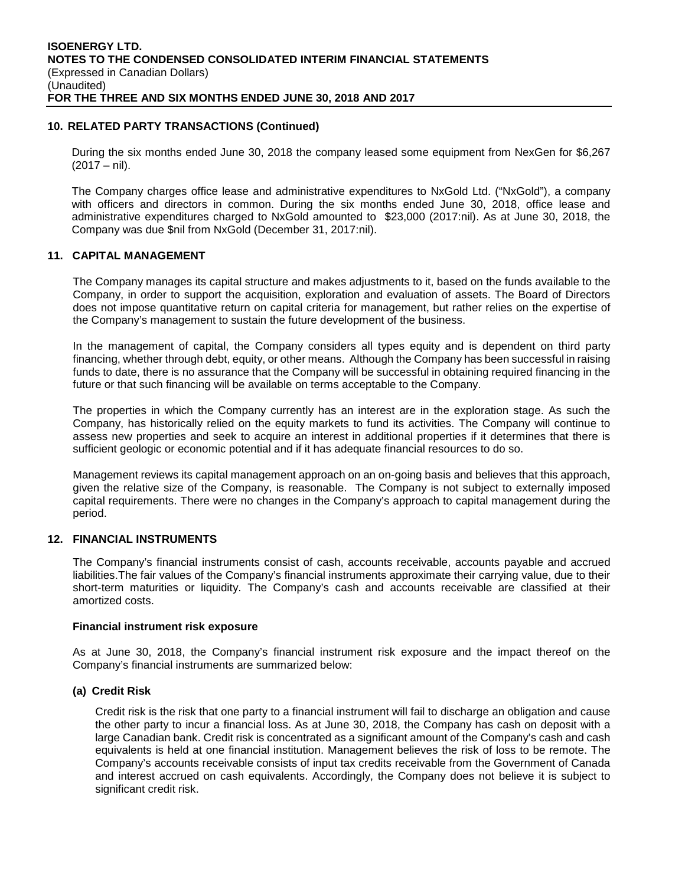## 10. RELATED PARTY TRANSACTIONS (Continued)

During the six months ended June 30, 2018 the company leased some equipment from NexGen for $6,267 (2017 – nil).

The Company charges office lease and administrative expenditures to NxGold Ltd. ("NxGold"), a company with officers and directors in common. During the six months ended June 30, 2018, office lease and administrative expenditures charged to NxGold amounted to $23,000 (2017:nil). As at June 30, 2018, the Company was due $nil from NxGold (December 31, 2017:nil).

## 11. CAPITAL MANAGEMENT

The Company manages its capital structure and makes adjustments to it, based on the funds available to the Company, in order to support the acquisition, exploration and evaluation of assets. The Board of Directors does not impose quantitative return on capital criteria for management, but rather relies on the expertise of the Company's management to sustain the future development of the business.

In the management of capital, the Company considers all types equity and is dependent on third party financing, whether through debt, equity, or other means. Although the Company has been successful in raising funds to date, there is no assurance that the Company will be successful in obtaining required financing in the future or that such financing will be available on terms acceptable to the Company.

The properties in which the Company currently has an interest are in the exploration stage. As such the Company, has historically relied on the equity markets to fund its activities. The Company will continue to assess new properties and seek to acquire an interest in additional properties if it determines that there is sufficient geologic or economic potential and if it has adequate financial resources to do so.

Management reviews its capital management approach on an on-going basis and believes that this approach, given the relative size of the Company, is reasonable. The Company is not subject to externally imposed capital requirements. There were no changes in the Company's approach to capital management during the period.

## 12. FINANCIAL INSTRUMENTS

The Company's financial instruments consist of cash, accounts receivable, accounts payable and accrued liabilities.The fair values of the Company's financial instruments approximate their carrying value, due to their short-term maturities or liquidity. The Company's cash and accounts receivable are classified at their amortized costs.

### Financial instrument risk exposure

As at June 30, 2018, the Company's financial instrument risk exposure and the impact thereof on the Company's financial instruments are summarized below:

#### (a) Credit Risk

Credit risk is the risk that one party to a financial instrument will fail to discharge an obligation and cause the other party to incur a financial loss. As at June 30, 2018, the Company has cash on deposit with a large Canadian bank. Credit risk is concentrated as a significant amount of the Company's cash and cash equivalents is held at one financial institution. Management believes the risk of loss to be remote. The Company's accounts receivable consists of input tax credits receivable from the Government of Canada and interest accrued on cash equivalents. Accordingly, the Company does not believe it is subject to significant credit risk.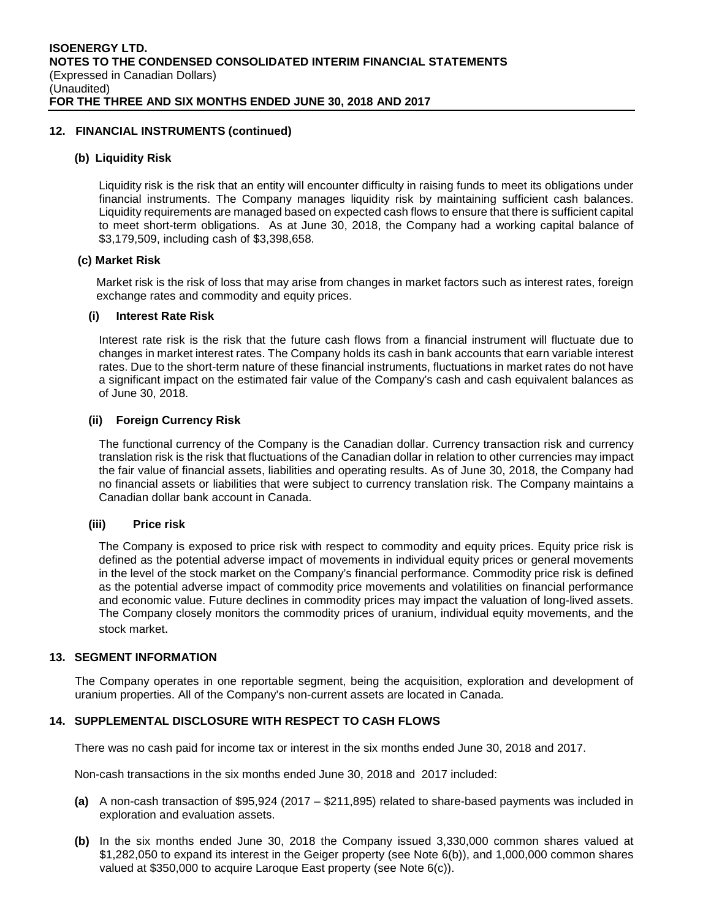## 12. FINANCIAL INSTRUMENTS (continued)

### (b) Liquidity Risk

Liquidity risk is the risk that an entity will encounter difficulty in raising funds to meet its obligations under financial instruments. The Company manages liquidity risk by maintaining sufficient cash balances. Liquidity requirements are managed based on expected cash flows to ensure that there is sufficient capital to meet short-term obligations. As at June 30, 2018, the Company had a working capital balance of $3,179,509, including cash of $3,398,658.

### (c) Market Risk

Market risk is the risk of loss that may arise from changes in market factors such as interest rates, foreign exchange rates and commodity and equity prices.

#### (i) Interest Rate Risk

Interest rate risk is the risk that the future cash flows from a financial instrument will fluctuate due to changes in market interest rates. The Company holds its cash in bank accounts that earn variable interest rates. Due to the short-term nature of these financial instruments, fluctuations in market rates do not have a significant impact on the estimated fair value of the Company's cash and cash equivalent balances as of June 30, 2018.

#### (ii) Foreign Currency Risk

The functional currency of the Company is the Canadian dollar. Currency transaction risk and currency translation risk is the risk that fluctuations of the Canadian dollar in relation to other currencies may impact the fair value of financial assets, liabilities and operating results. As of June 30, 2018, the Company had no financial assets or liabilities that were subject to currency translation risk. The Company maintains a Canadian dollar bank account in Canada.

#### (iii) Price risk

The Company is exposed to price risk with respect to commodity and equity prices. Equity price risk is defined as the potential adverse impact of movements in individual equity prices or general movements in the level of the stock market on the Company's financial performance. Commodity price risk is defined as the potential adverse impact of commodity price movements and volatilities on financial performance and economic value. Future declines in commodity prices may impact the valuation of long-lived assets. The Company closely monitors the commodity prices of uranium, individual equity movements, and the stock market.

## 13. SEGMENT INFORMATION

The Company operates in one reportable segment, being the acquisition, exploration and development of uranium properties. All of the Company's non-current assets are located in Canada.

## 14. SUPPLEMENTAL DISCLOSURE WITH RESPECT TO CASH FLOWS

There was no cash paid for income tax or interest in the six months ended June 30, 2018 and 2017.

Non-cash transactions in the six months ended June 30, 2018 and 2017 included:

**(a)** A non-cash transaction of $95,924 (2017 – $211,895) related to share-based payments was included in exploration and evaluation assets.

**(b)** In the six months ended June 30, 2018 the Company issued 3,330,000 common shares valued at $1,282,050 to expand its interest in the Geiger property (see Note 6(b)), and 1,000,000 common shares valued at $350,000 to acquire Laroque East property (see Note 6(c)).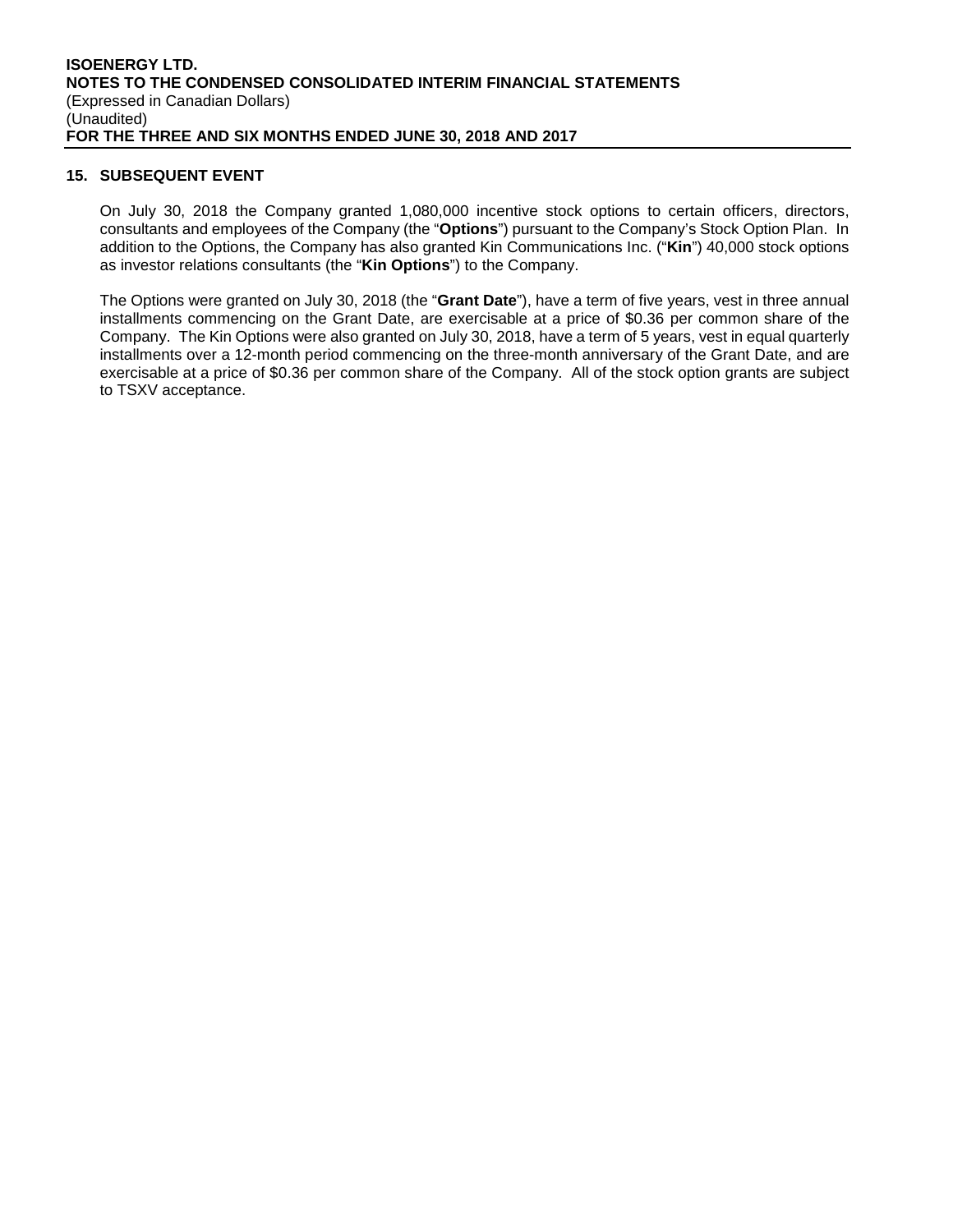## 15. SUBSEQUENT EVENT

On July 30, 2018 the Company granted 1,080,000 incentive stock options to certain officers, directors, consultants and employees of the Company (the "**Options**") pursuant to the Company's Stock Option Plan. In addition to the Options, the Company has also granted Kin Communications Inc. ("**Kin**") 40,000 stock options as investor relations consultants (the "**Kin Options**") to the Company.

The Options were granted on July 30, 2018 (the "**Grant Date**"), have a term of five years, vest in three annual installments commencing on the Grant Date, are exercisable at a price of $0.36 per common share of the Company. The Kin Options were also granted on July 30, 2018, have a term of 5 years, vest in equal quarterly installments over a 12-month period commencing on the three-month anniversary of the Grant Date, and are exercisable at a price of $0.36 per common share of the Company. All of the stock option grants are subject to TSXV acceptance.